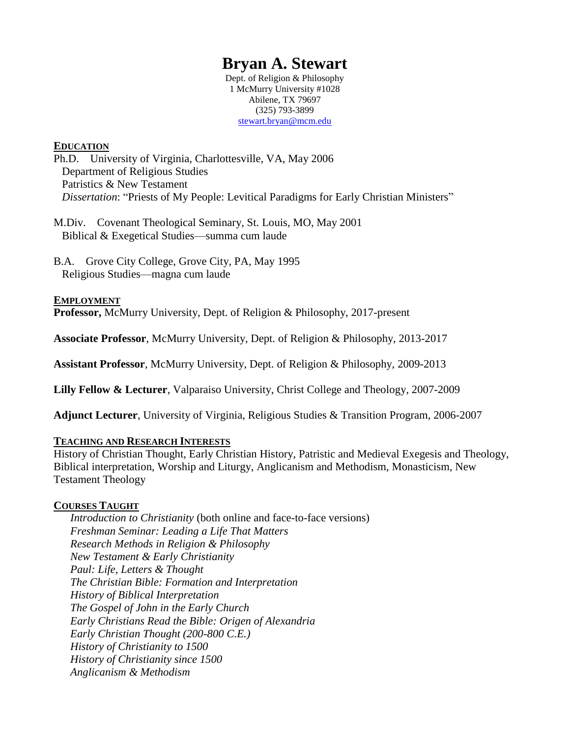# Bryan A. Stewart

Dept. of Religion & Philosophy
1 McMurry University #1028
Abilene, TX 79697
(325) 793-3899
stewart.bryan@mcm.edu

## EDUCATION

Ph.D. University of Virginia, Charlottesville, VA, May 2006
Department of Religious Studies
Patristics & New Testament
*Dissertation*: "Priests of My People: Levitical Paradigms for Early Christian Ministers"

M.Div. Covenant Theological Seminary, St. Louis, MO, May 2001
Biblical & Exegetical Studies—summa cum laude

B.A. Grove City College, Grove City, PA, May 1995
Religious Studies—magna cum laude

## EMPLOYMENT

**Professor,** McMurry University, Dept. of Religion & Philosophy, 2017-present

**Associate Professor**, McMurry University, Dept. of Religion & Philosophy, 2013-2017

**Assistant Professor**, McMurry University, Dept. of Religion & Philosophy, 2009-2013

**Lilly Fellow & Lecturer**, Valparaiso University, Christ College and Theology, 2007-2009

**Adjunct Lecturer**, University of Virginia, Religious Studies & Transition Program, 2006-2007

## TEACHING AND RESEARCH INTERESTS

History of Christian Thought, Early Christian History, Patristic and Medieval Exegesis and Theology, Biblical interpretation, Worship and Liturgy, Anglicanism and Methodism, Monasticism, New Testament Theology

## COURSES TAUGHT

*Introduction to Christianity* (both online and face-to-face versions)
*Freshman Seminar: Leading a Life That Matters*
*Research Methods in Religion & Philosophy*
*New Testament & Early Christianity*
*Paul: Life, Letters & Thought*
*The Christian Bible: Formation and Interpretation*
*History of Biblical Interpretation*
*The Gospel of John in the Early Church*
*Early Christians Read the Bible: Origen of Alexandria*
*Early Christian Thought (200-800 C.E.)*
*History of Christianity to 1500*
*History of Christianity since 1500*
*Anglicanism & Methodism*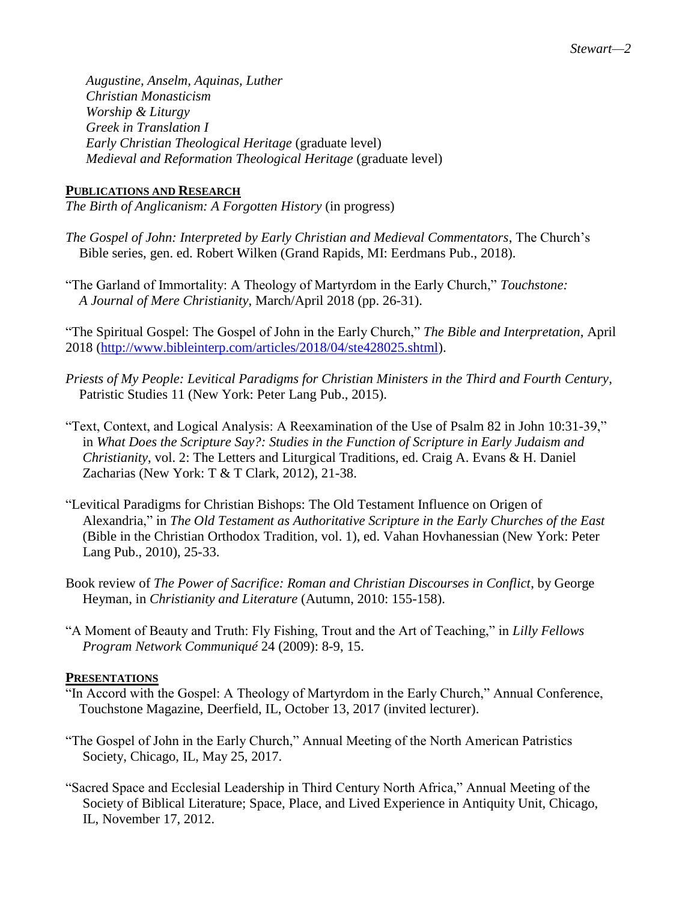*Augustine, Anselm, Aquinas, Luther*
*Christian Monasticism*
*Worship & Liturgy*
*Greek in Translation I*
*Early Christian Theological Heritage* (graduate level)
*Medieval and Reformation Theological Heritage* (graduate level)

## **PUBLICATIONS AND RESEARCH**

*The Birth of Anglicanism: A Forgotten History* (in progress)

*The Gospel of John: Interpreted by Early Christian and Medieval Commentators*, The Church's Bible series, gen. ed. Robert Wilken (Grand Rapids, MI: Eerdmans Pub., 2018).

"The Garland of Immortality: A Theology of Martyrdom in the Early Church," *Touchstone: A Journal of Mere Christianity*, March/April 2018 (pp. 26-31).

"The Spiritual Gospel: The Gospel of John in the Early Church," *The Bible and Interpretation*, April 2018 (http://www.bibleinterp.com/articles/2018/04/ste428025.shtml).

*Priests of My People: Levitical Paradigms for Christian Ministers in the Third and Fourth Century*, Patristic Studies 11 (New York: Peter Lang Pub., 2015).

"Text, Context, and Logical Analysis: A Reexamination of the Use of Psalm 82 in John 10:31-39," in *What Does the Scripture Say?: Studies in the Function of Scripture in Early Judaism and Christianity*, vol. 2: The Letters and Liturgical Traditions, ed. Craig A. Evans & H. Daniel Zacharias (New York: T & T Clark, 2012), 21-38.

"Levitical Paradigms for Christian Bishops: The Old Testament Influence on Origen of Alexandria," in *The Old Testament as Authoritative Scripture in the Early Churches of the East* (Bible in the Christian Orthodox Tradition, vol. 1), ed. Vahan Hovhanessian (New York: Peter Lang Pub., 2010), 25-33.

Book review of *The Power of Sacrifice: Roman and Christian Discourses in Conflict*, by George Heyman, in *Christianity and Literature* (Autumn, 2010: 155-158).

"A Moment of Beauty and Truth: Fly Fishing, Trout and the Art of Teaching," in *Lilly Fellows Program Network Communiqué* 24 (2009): 8-9, 15.

## **PRESENTATIONS**

"In Accord with the Gospel: A Theology of Martyrdom in the Early Church," Annual Conference, Touchstone Magazine, Deerfield, IL, October 13, 2017 (invited lecturer).

"The Gospel of John in the Early Church," Annual Meeting of the North American Patristics Society, Chicago, IL, May 25, 2017.

"Sacred Space and Ecclesial Leadership in Third Century North Africa," Annual Meeting of the Society of Biblical Literature; Space, Place, and Lived Experience in Antiquity Unit, Chicago, IL, November 17, 2012.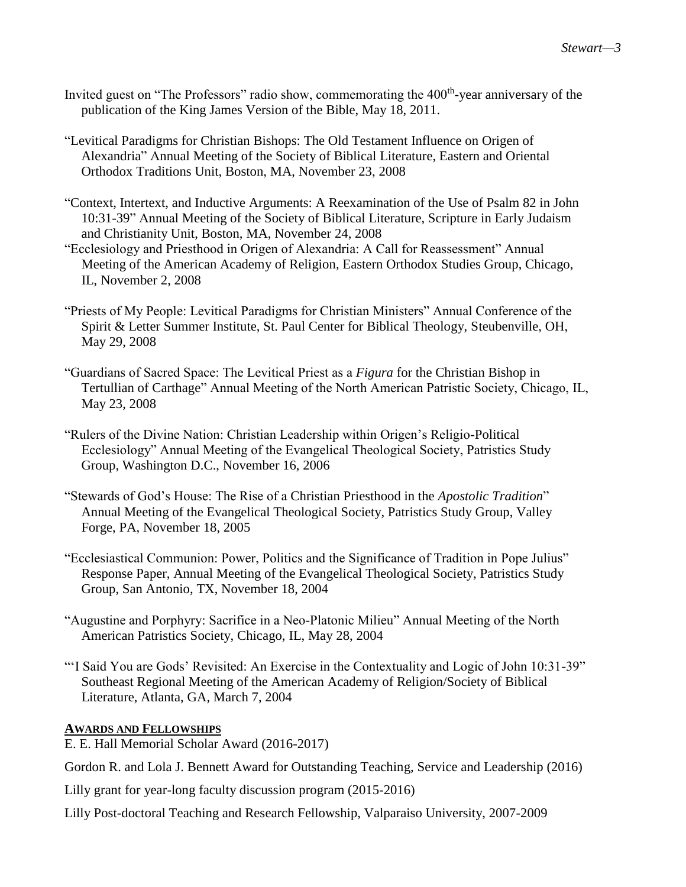Invited guest on "The Professors" radio show, commemorating the 400th-year anniversary of the publication of the King James Version of the Bible, May 18, 2011.

"Levitical Paradigms for Christian Bishops: The Old Testament Influence on Origen of Alexandria" Annual Meeting of the Society of Biblical Literature, Eastern and Oriental Orthodox Traditions Unit, Boston, MA, November 23, 2008

"Context, Intertext, and Inductive Arguments: A Reexamination of the Use of Psalm 82 in John 10:31-39" Annual Meeting of the Society of Biblical Literature, Scripture in Early Judaism and Christianity Unit, Boston, MA, November 24, 2008

"Ecclesiology and Priesthood in Origen of Alexandria: A Call for Reassessment" Annual Meeting of the American Academy of Religion, Eastern Orthodox Studies Group, Chicago, IL, November 2, 2008

"Priests of My People: Levitical Paradigms for Christian Ministers" Annual Conference of the Spirit & Letter Summer Institute, St. Paul Center for Biblical Theology, Steubenville, OH, May 29, 2008

"Guardians of Sacred Space: The Levitical Priest as a *Figura* for the Christian Bishop in Tertullian of Carthage" Annual Meeting of the North American Patristic Society, Chicago, IL, May 23, 2008

"Rulers of the Divine Nation: Christian Leadership within Origen's Religio-Political Ecclesiology" Annual Meeting of the Evangelical Theological Society, Patristics Study Group, Washington D.C., November 16, 2006

"Stewards of God's House: The Rise of a Christian Priesthood in the *Apostolic Tradition*" Annual Meeting of the Evangelical Theological Society, Patristics Study Group, Valley Forge, PA, November 18, 2005

"Ecclesiastical Communion: Power, Politics and the Significance of Tradition in Pope Julius" Response Paper, Annual Meeting of the Evangelical Theological Society, Patristics Study Group, San Antonio, TX, November 18, 2004

"Augustine and Porphyry: Sacrifice in a Neo-Platonic Milieu" Annual Meeting of the North American Patristics Society, Chicago, IL, May 28, 2004

"'I Said You are Gods' Revisited: An Exercise in the Contextuality and Logic of John 10:31-39" Southeast Regional Meeting of the American Academy of Religion/Society of Biblical Literature, Atlanta, GA, March 7, 2004

## AWARDS AND FELLOWSHIPS

E. E. Hall Memorial Scholar Award (2016-2017)

Gordon R. and Lola J. Bennett Award for Outstanding Teaching, Service and Leadership (2016)

Lilly grant for year-long faculty discussion program (2015-2016)

Lilly Post-doctoral Teaching and Research Fellowship, Valparaiso University, 2007-2009